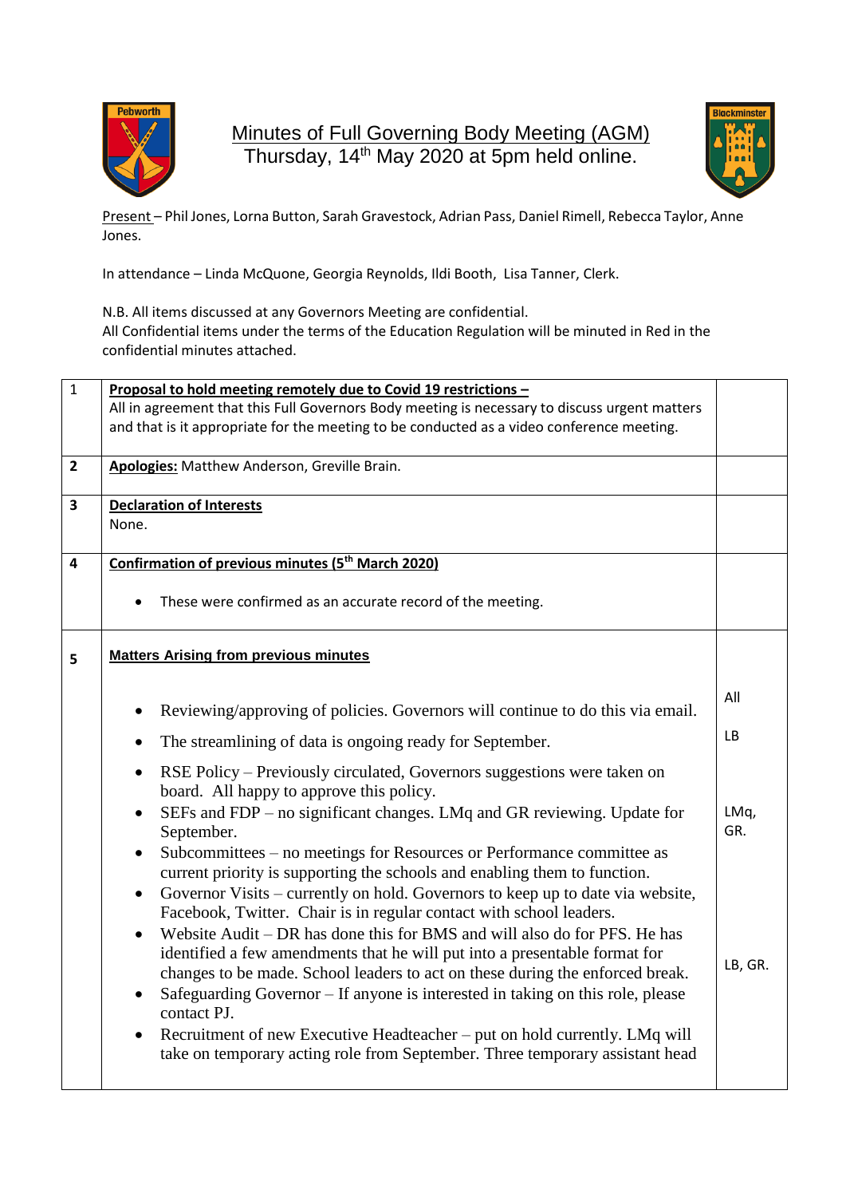# Minutes of Full Governing Body Meeting (AGM)

Thursday, 14th May 2020 at 5pm held online.

Present – Phil Jones, Lorna Button, Sarah Gravestock, Adrian Pass, Daniel Rimell, Rebecca Taylor, Anne Jones.

In attendance – Linda McQuone, Georgia Reynolds, Ildi Booth, Lisa Tanner, Clerk.

N.B. All items discussed at any Governors Meeting are confidential.
All Confidential items under the terms of the Education Regulation will be minuted in Red in the confidential minutes attached.

| | | |
|---|---|---|
| 1 | **Proposal to hold meeting remotely due to Covid 19 restrictions –**<br>All in agreement that this Full Governors Body meeting is necessary to discuss urgent matters and that is it appropriate for the meeting to be conducted as a video conference meeting. | |
| **2** | **Apologies:** Matthew Anderson, Greville Brain. | |
| **3** | **Declaration of Interests**<br>None. | |
| **4** | **Confirmation of previous minutes (5th March 2020)**<br>• These were confirmed as an accurate record of the meeting. | |
| **5** | **Matters Arising from previous minutes**<br>• Reviewing/approving of policies. Governors will continue to do this via email.<br>• The streamlining of data is ongoing ready for September.<br>• RSE Policy – Previously circulated, Governors suggestions were taken on board. All happy to approve this policy.<br>• SEFs and FDP – no significant changes. LMq and GR reviewing. Update for September.<br>• Subcommittees – no meetings for Resources or Performance committee as current priority is supporting the schools and enabling them to function.<br>• Governor Visits – currently on hold. Governors to keep up to date via website, Facebook, Twitter. Chair is in regular contact with school leaders.<br>• Website Audit – DR has done this for BMS and will also do for PFS. He has identified a few amendments that he will put into a presentable format for changes to be made. School leaders to act on these during the enforced break.<br>• Safeguarding Governor – If anyone is interested in taking on this role, please contact PJ.<br>• Recruitment of new Executive Headteacher – put on hold currently. LMq will take on temporary acting role from September. Three temporary assistant head | All<br><br>LB<br><br>LMq, GR.<br><br><br><br>LB, GR. |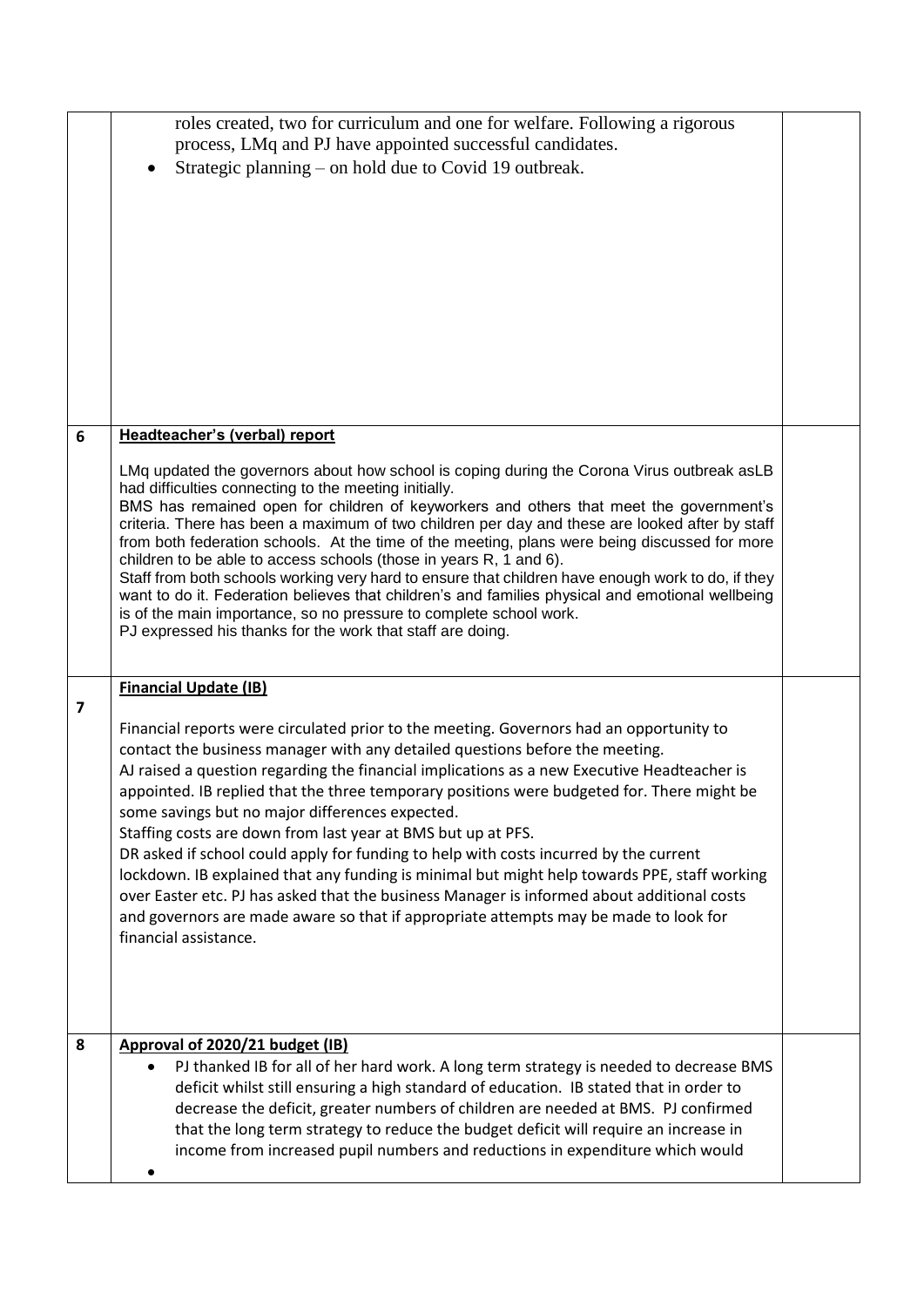| | | |
|---|---|---|
| | roles created, two for curriculum and one for welfare. Following a rigorous process, LMq and PJ have appointed successful candidates.<br>• Strategic planning – on hold due to Covid 19 outbreak. | |
| 6 | **Headteacher's (verbal) report**<br><br>LMq updated the governors about how school is coping during the Corona Virus outbreak asLB had difficulties connecting to the meeting initially.<br>BMS has remained open for children of keyworkers and others that meet the government's criteria. There has been a maximum of two children per day and these are looked after by staff from both federation schools. At the time of the meeting, plans were being discussed for more children to be able to access schools (those in years R, 1 and 6).<br>Staff from both schools working very hard to ensure that children have enough work to do, if they want to do it. Federation believes that children's and families physical and emotional wellbeing is of the main importance, so no pressure to complete school work.<br>PJ expressed his thanks for the work that staff are doing. | |
| 7 | **Financial Update (IB)**<br><br>Financial reports were circulated prior to the meeting. Governors had an opportunity to contact the business manager with any detailed questions before the meeting.<br>AJ raised a question regarding the financial implications as a new Executive Headteacher is appointed. IB replied that the three temporary positions were budgeted for. There might be some savings but no major differences expected.<br>Staffing costs are down from last year at BMS but up at PFS.<br>DR asked if school could apply for funding to help with costs incurred by the current lockdown. IB explained that any funding is minimal but might help towards PPE, staff working over Easter etc. PJ has asked that the business Manager is informed about additional costs and governors are made aware so that if appropriate attempts may be made to look for financial assistance. | |
| 8 | **Approval of 2020/21 budget (IB)**<br>• PJ thanked IB for all of her hard work. A long term strategy is needed to decrease BMS deficit whilst still ensuring a high standard of education. IB stated that in order to decrease the deficit, greater numbers of children are needed at BMS. PJ confirmed that the long term strategy to reduce the budget deficit will require an increase in income from increased pupil numbers and reductions in expenditure which would<br>• | |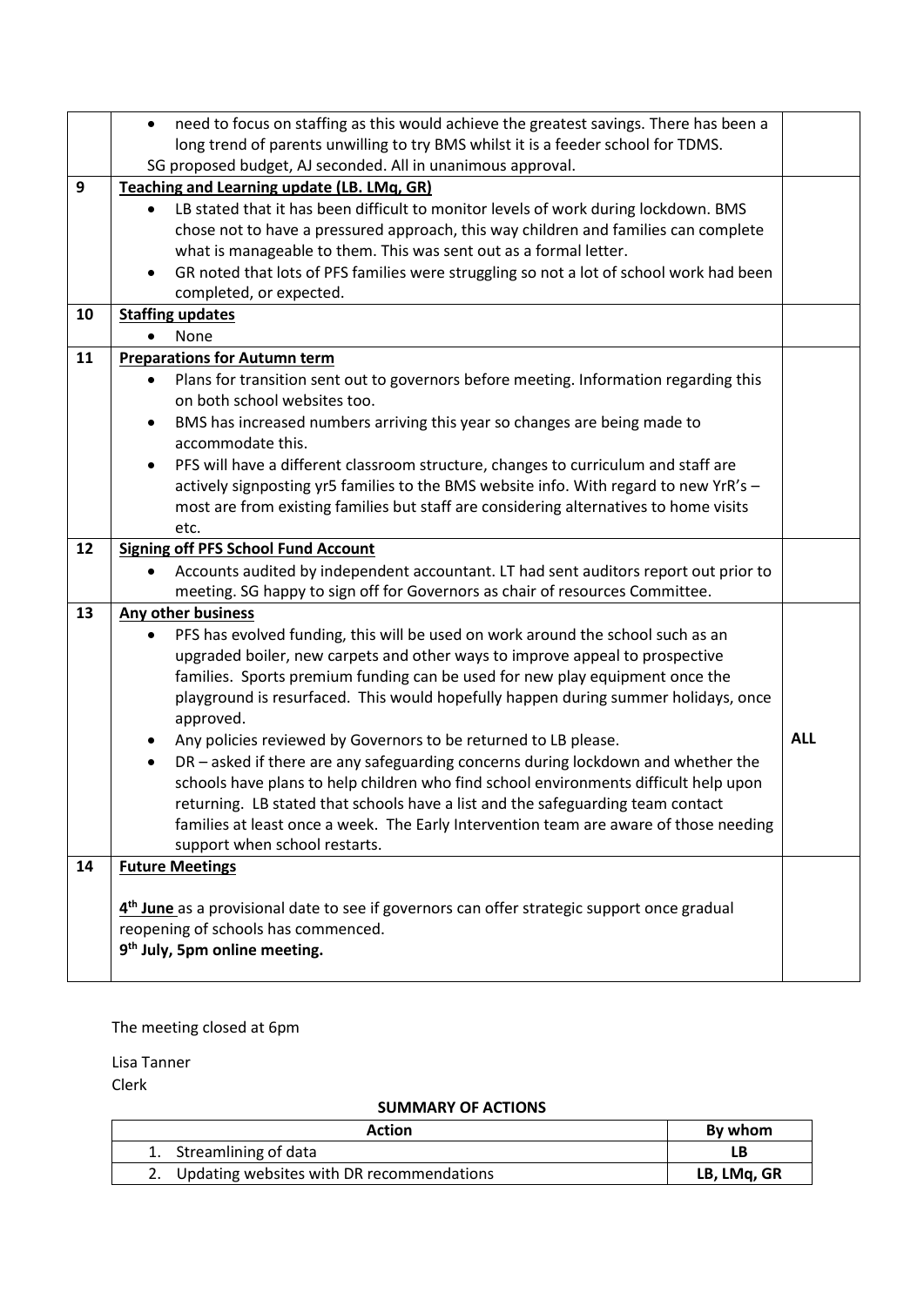| | | |
|---|---|---|
| | • need to focus on staffing as this would achieve the greatest savings. There has been a long trend of parents unwilling to try BMS whilst it is a feeder school for TDMS.<br>SG proposed budget, AJ seconded. All in unanimous approval. | |
| **9** | **Teaching and Learning update (LB. LMq, GR)**<br>• LB stated that it has been difficult to monitor levels of work during lockdown. BMS chose not to have a pressured approach, this way children and families can complete what is manageable to them. This was sent out as a formal letter.<br>• GR noted that lots of PFS families were struggling so not a lot of school work had been completed, or expected. | |
| **10** | **Staffing updates**<br>• None | |
| **11** | **Preparations for Autumn term**<br>• Plans for transition sent out to governors before meeting. Information regarding this on both school websites too.<br>• BMS has increased numbers arriving this year so changes are being made to accommodate this.<br>• PFS will have a different classroom structure, changes to curriculum and staff are actively signposting yr5 families to the BMS website info. With regard to new YrR's – most are from existing families but staff are considering alternatives to home visits etc. | |
| **12** | **Signing off PFS School Fund Account**<br>• Accounts audited by independent accountant. LT had sent auditors report out prior to meeting. SG happy to sign off for Governors as chair of resources Committee. | |
| **13** | **Any other business**<br>• PFS has evolved funding, this will be used on work around the school such as an upgraded boiler, new carpets and other ways to improve appeal to prospective families. Sports premium funding can be used for new play equipment once the playground is resurfaced. This would hopefully happen during summer holidays, once approved.<br>• Any policies reviewed by Governors to be returned to LB please.<br>• DR – asked if there are any safeguarding concerns during lockdown and whether the schools have plans to help children who find school environments difficult help upon returning. LB stated that schools have a list and the safeguarding team contact families at least once a week. The Early Intervention team are aware of those needing support when school restarts. | **ALL** |
| **14** | **Future Meetings**<br><br>**4th June** as a provisional date to see if governors can offer strategic support once gradual reopening of schools has commenced.<br>**9th July, 5pm online meeting.** | |

The meeting closed at 6pm

Lisa Tanner
Clerk

**SUMMARY OF ACTIONS**

| Action | By whom |
|---|---|
| 1. Streamlining of data | **LB** |
| 2. Updating websites with DR recommendations | **LB, LMq, GR** |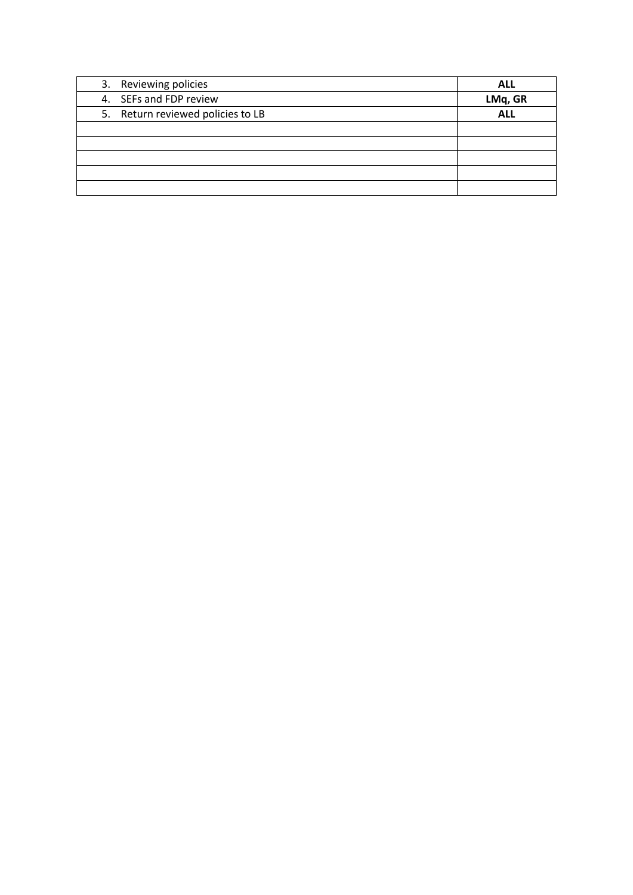| | |
|---|---|
| 3. Reviewing policies | **ALL** |
| 4. SEFs and FDP review | **LMq, GR** |
| 5. Return reviewed policies to LB | **ALL** |
| | |
| | |
| | |
| | |
| | |